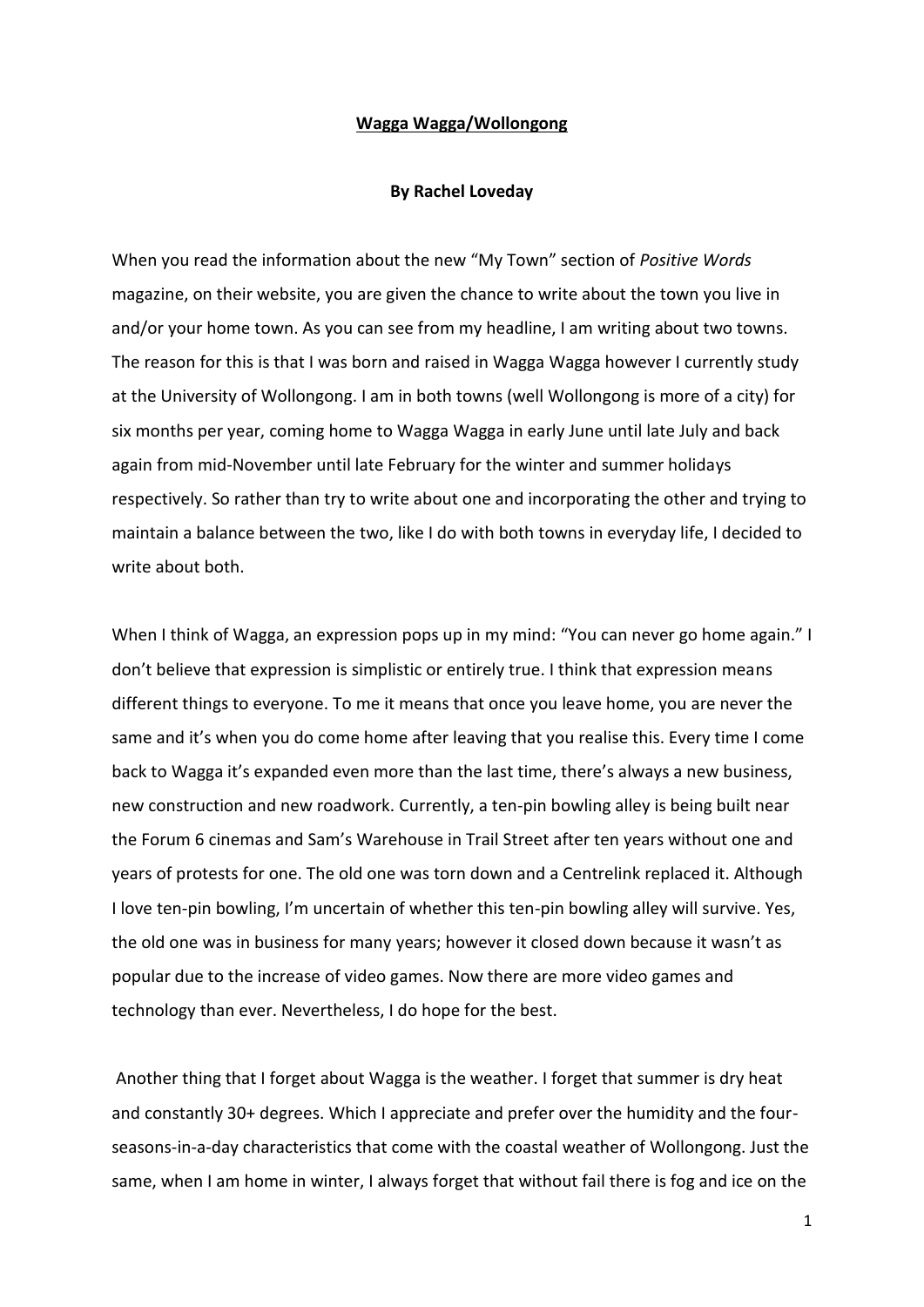# **Wagga Wagga/Wollongong**

**By Rachel Loveday**

When you read the information about the new "My Town" section of *Positive Words* magazine, on their website, you are given the chance to write about the town you live in and/or your home town. As you can see from my headline, I am writing about two towns. The reason for this is that I was born and raised in Wagga Wagga however I currently study at the University of Wollongong. I am in both towns (well Wollongong is more of a city) for six months per year, coming home to Wagga Wagga in early June until late July and back again from mid-November until late February for the winter and summer holidays respectively. So rather than try to write about one and incorporating the other and trying to maintain a balance between the two, like I do with both towns in everyday life, I decided to write about both.

When I think of Wagga, an expression pops up in my mind: "You can never go home again." I don't believe that expression is simplistic or entirely true. I think that expression means different things to everyone. To me it means that once you leave home, you are never the same and it's when you do come home after leaving that you realise this. Every time I come back to Wagga it's expanded even more than the last time, there's always a new business, new construction and new roadwork. Currently, a ten-pin bowling alley is being built near the Forum 6 cinemas and Sam's Warehouse in Trail Street after ten years without one and years of protests for one. The old one was torn down and a Centrelink replaced it. Although I love ten-pin bowling, I'm uncertain of whether this ten-pin bowling alley will survive. Yes, the old one was in business for many years; however it closed down because it wasn't as popular due to the increase of video games. Now there are more video games and technology than ever. Nevertheless, I do hope for the best.

Another thing that I forget about Wagga is the weather. I forget that summer is dry heat and constantly 30+ degrees. Which I appreciate and prefer over the humidity and the four-seasons-in-a-day characteristics that come with the coastal weather of Wollongong. Just the same, when I am home in winter, I always forget that without fail there is fog and ice on the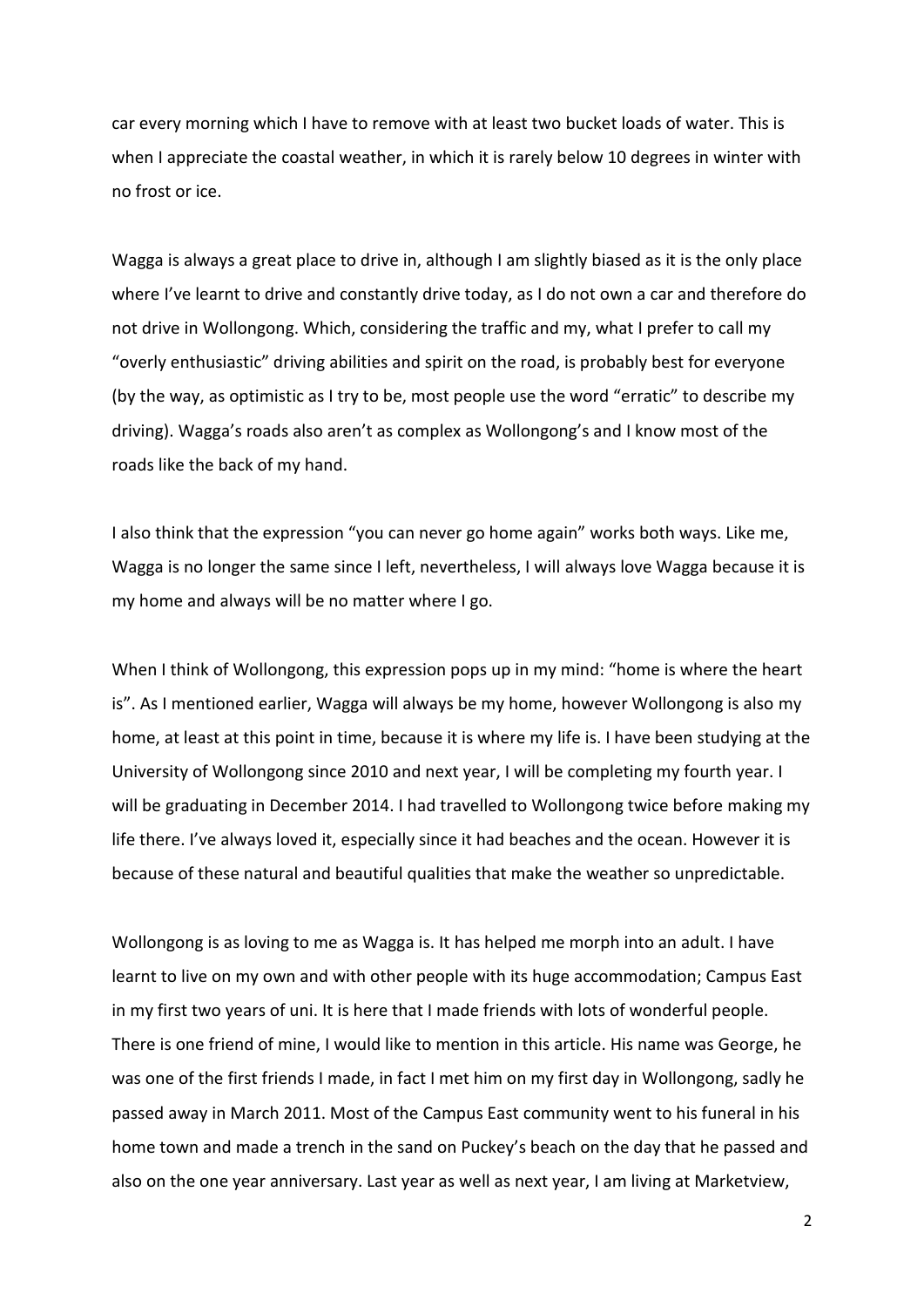car every morning which I have to remove with at least two bucket loads of water. This is when I appreciate the coastal weather, in which it is rarely below 10 degrees in winter with no frost or ice.

Wagga is always a great place to drive in, although I am slightly biased as it is the only place where I've learnt to drive and constantly drive today, as I do not own a car and therefore do not drive in Wollongong. Which, considering the traffic and my, what I prefer to call my "overly enthusiastic" driving abilities and spirit on the road, is probably best for everyone (by the way, as optimistic as I try to be, most people use the word "erratic" to describe my driving). Wagga's roads also aren't as complex as Wollongong's and I know most of the roads like the back of my hand.

I also think that the expression "you can never go home again" works both ways. Like me, Wagga is no longer the same since I left, nevertheless, I will always love Wagga because it is my home and always will be no matter where I go.

When I think of Wollongong, this expression pops up in my mind: "home is where the heart is". As I mentioned earlier, Wagga will always be my home, however Wollongong is also my home, at least at this point in time, because it is where my life is. I have been studying at the University of Wollongong since 2010 and next year, I will be completing my fourth year. I will be graduating in December 2014. I had travelled to Wollongong twice before making my life there. I've always loved it, especially since it had beaches and the ocean. However it is because of these natural and beautiful qualities that make the weather so unpredictable.

Wollongong is as loving to me as Wagga is. It has helped me morph into an adult. I have learnt to live on my own and with other people with its huge accommodation; Campus East in my first two years of uni. It is here that I made friends with lots of wonderful people. There is one friend of mine, I would like to mention in this article. His name was George, he was one of the first friends I made, in fact I met him on my first day in Wollongong, sadly he passed away in March 2011. Most of the Campus East community went to his funeral in his home town and made a trench in the sand on Puckey's beach on the day that he passed and also on the one year anniversary. Last year as well as next year, I am living at Marketview,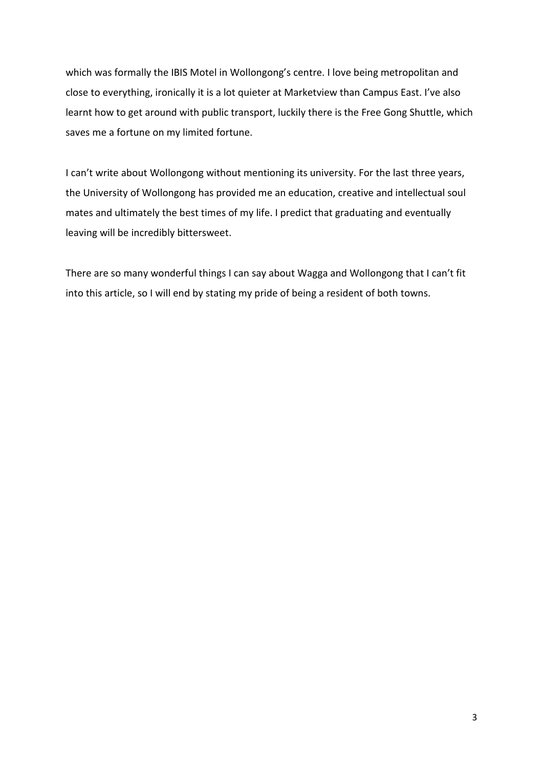which was formally the IBIS Motel in Wollongong's centre. I love being metropolitan and close to everything, ironically it is a lot quieter at Marketview than Campus East. I've also learnt how to get around with public transport, luckily there is the Free Gong Shuttle, which saves me a fortune on my limited fortune.

I can't write about Wollongong without mentioning its university. For the last three years, the University of Wollongong has provided me an education, creative and intellectual soul mates and ultimately the best times of my life. I predict that graduating and eventually leaving will be incredibly bittersweet.

There are so many wonderful things I can say about Wagga and Wollongong that I can't fit into this article, so I will end by stating my pride of being a resident of both towns.